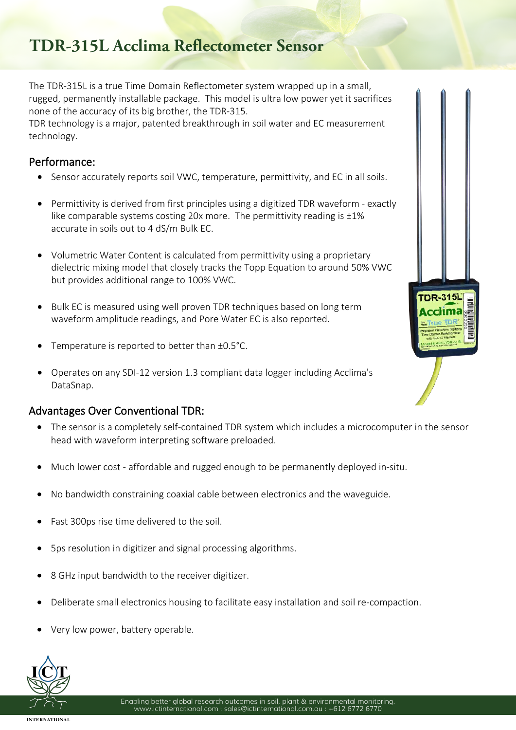# TDR-315L Acclima Reflectometer Sensor

The TDR-315L is a true Time Domain Reflectometer system wrapped up in a small, rugged, permanently installable package. This model is ultra low power yet it sacrifices none of the accuracy of its big brother, the TDR-315.
TDR technology is a major, patented breakthrough in soil water and EC measurement technology.

## Performance:

- Sensor accurately reports soil VWC, temperature, permittivity, and EC in all soils.
- Permittivity is derived from first principles using a digitized TDR waveform - exactly like comparable systems costing 20x more. The permittivity reading is ±1% accurate in soils out to 4 dS/m Bulk EC.
- Volumetric Water Content is calculated from permittivity using a proprietary dielectric mixing model that closely tracks the Topp Equation to around 50% VWC but provides additional range to 100% VWC.
- Bulk EC is measured using well proven TDR techniques based on long term waveform amplitude readings, and Pore Water EC is also reported.
- Temperature is reported to better than ±0.5°C.
- Operates on any SDI-12 version 1.3 compliant data logger including Acclima's DataSnap.

## Advantages Over Conventional TDR:

- The sensor is a completely self-contained TDR system which includes a microcomputer in the sensor head with waveform interpreting software preloaded.
- Much lower cost - affordable and rugged enough to be permanently deployed in-situ.
- No bandwidth constraining coaxial cable between electronics and the waveguide.
- Fast 300ps rise time delivered to the soil.
- 5ps resolution in digitizer and signal processing algorithms.
- 8 GHz input bandwidth to the receiver digitizer.
- Deliberate small electronics housing to facilitate easy installation and soil re-compaction.
- Very low power, battery operable.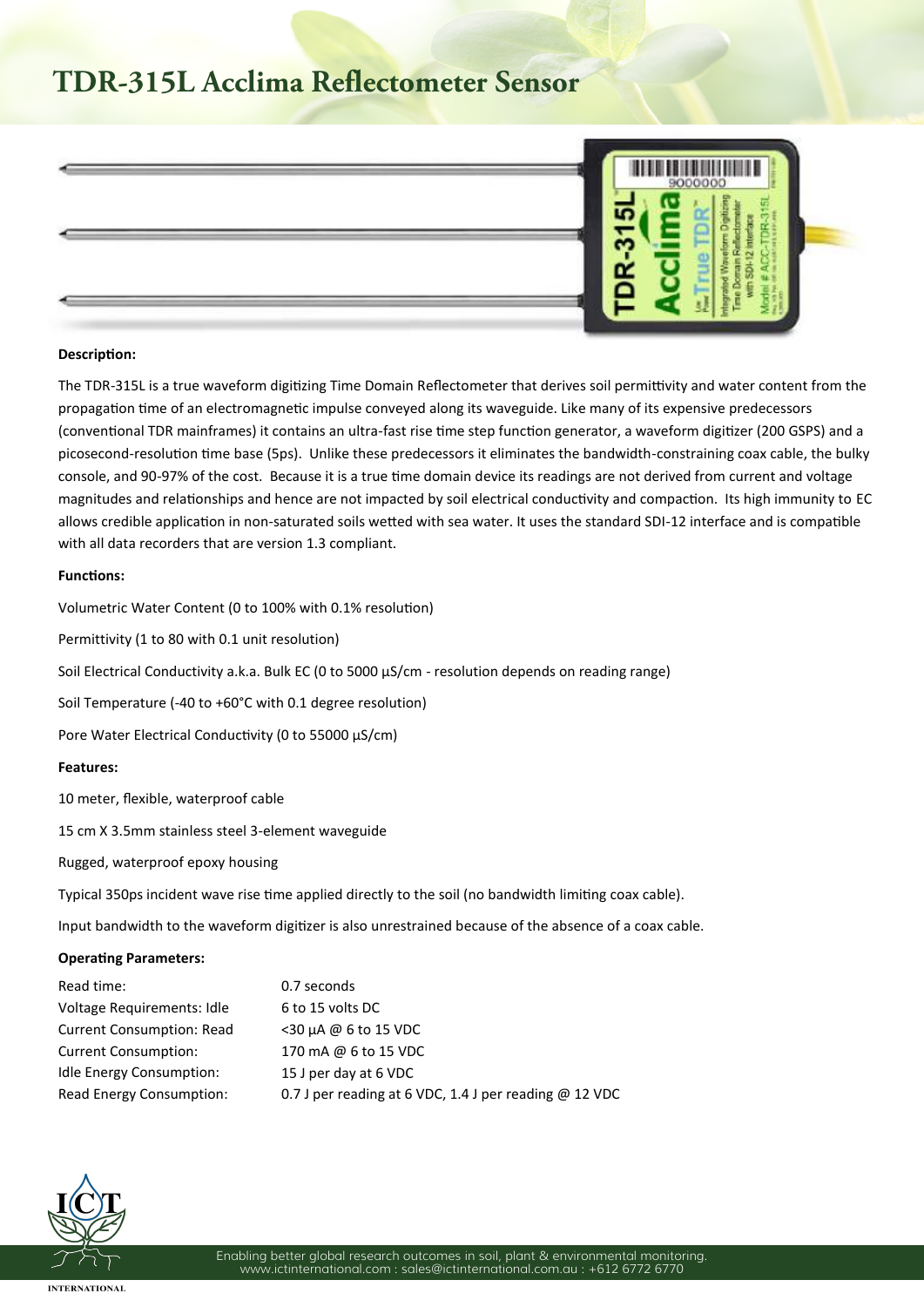# TDR-315L Acclima Reflectometer Sensor

**Description:**

The TDR-315L is a true waveform digitizing Time Domain Reflectometer that derives soil permittivity and water content from the propagation time of an electromagnetic impulse conveyed along its waveguide. Like many of its expensive predecessors (conventional TDR mainframes) it contains an ultra-fast rise time step function generator, a waveform digitizer (200 GSPS) and a picosecond-resolution time base (5ps). Unlike these predecessors it eliminates the bandwidth-constraining coax cable, the bulky console, and 90-97% of the cost. Because it is a true time domain device its readings are not derived from current and voltage magnitudes and relationships and hence are not impacted by soil electrical conductivity and compaction. Its high immunity to EC allows credible application in non-saturated soils wetted with sea water. It uses the standard SDI-12 interface and is compatible with all data recorders that are version 1.3 compliant.

**Functions:**

Volumetric Water Content (0 to 100% with 0.1% resolution)

Permittivity (1 to 80 with 0.1 unit resolution)

Soil Electrical Conductivity a.k.a. Bulk EC (0 to 5000 µS/cm - resolution depends on reading range)

Soil Temperature (-40 to +60°C with 0.1 degree resolution)

Pore Water Electrical Conductivity (0 to 55000 µS/cm)

**Features:**

10 meter, flexible, waterproof cable

15 cm X 3.5mm stainless steel 3-element waveguide

Rugged, waterproof epoxy housing

Typical 350ps incident wave rise time applied directly to the soil (no bandwidth limiting coax cable).

Input bandwidth to the waveform digitizer is also unrestrained because of the absence of a coax cable.

**Operating Parameters:**

| | |
|---|---|
| Read time: | 0.7 seconds |
| Voltage Requirements: Idle | 6 to 15 volts DC |
| Current Consumption: Read | <30 µA @ 6 to 15 VDC |
| Current Consumption: | 170 mA @ 6 to 15 VDC |
| Idle Energy Consumption: | 15 J per day at 6 VDC |
| Read Energy Consumption: | 0.7 J per reading at 6 VDC, 1.4 J per reading @ 12 VDC |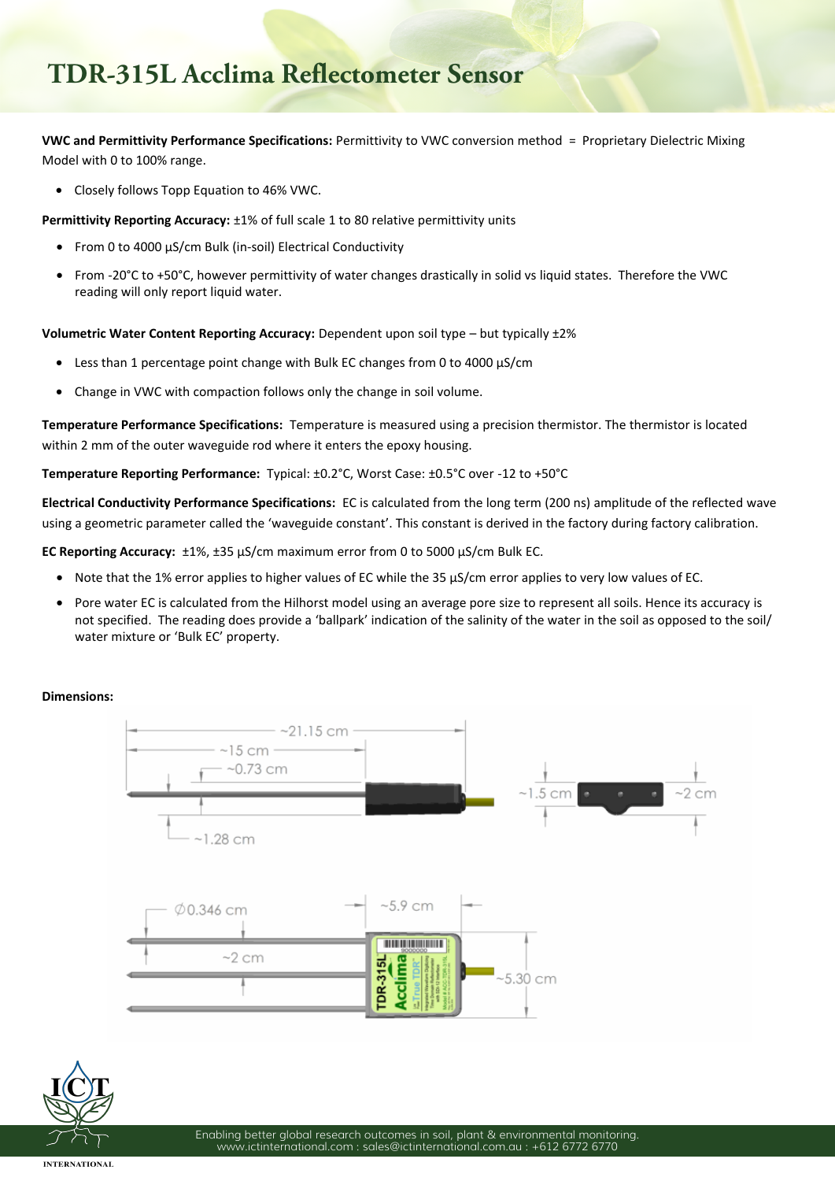# TDR-315L Acclima Reflectometer Sensor

**VWC and Permittivity Performance Specifications:** Permittivity to VWC conversion method = Proprietary Dielectric Mixing Model with 0 to 100% range.

- Closely follows Topp Equation to 46% VWC.

**Permittivity Reporting Accuracy:** ±1% of full scale 1 to 80 relative permittivity units

- From 0 to 4000 µS/cm Bulk (in-soil) Electrical Conductivity
- From -20°C to +50°C, however permittivity of water changes drastically in solid vs liquid states. Therefore the VWC reading will only report liquid water.

**Volumetric Water Content Reporting Accuracy:** Dependent upon soil type – but typically ±2%

- Less than 1 percentage point change with Bulk EC changes from 0 to 4000 µS/cm
- Change in VWC with compaction follows only the change in soil volume.

**Temperature Performance Specifications:** Temperature is measured using a precision thermistor. The thermistor is located within 2 mm of the outer waveguide rod where it enters the epoxy housing.

**Temperature Reporting Performance:** Typical: ±0.2°C, Worst Case: ±0.5°C over -12 to +50°C

**Electrical Conductivity Performance Specifications:** EC is calculated from the long term (200 ns) amplitude of the reflected wave using a geometric parameter called the 'waveguide constant'. This constant is derived in the factory during factory calibration.

**EC Reporting Accuracy:** ±1%, ±35 µS/cm maximum error from 0 to 5000 µS/cm Bulk EC.

- Note that the 1% error applies to higher values of EC while the 35 µS/cm error applies to very low values of EC.
- Pore water EC is calculated from the Hilhorst model using an average pore size to represent all soils. Hence its accuracy is not specified. The reading does provide a 'ballpark' indication of the salinity of the water in the soil as opposed to the soil/ water mixture or 'Bulk EC' property.

**Dimensions:**

~21.15 cm, ~15 cm, ~0.73 cm, ~1.28 cm, ~1.5 cm, ~2 cm, Ø0.346 cm, ~2 cm, ~5.9 cm, ~5.30 cm

Enabling better global research outcomes in soil, plant & environmental monitoring.
www.ictinternational.com : sales@ictinternational.com.au : +612 6772 6770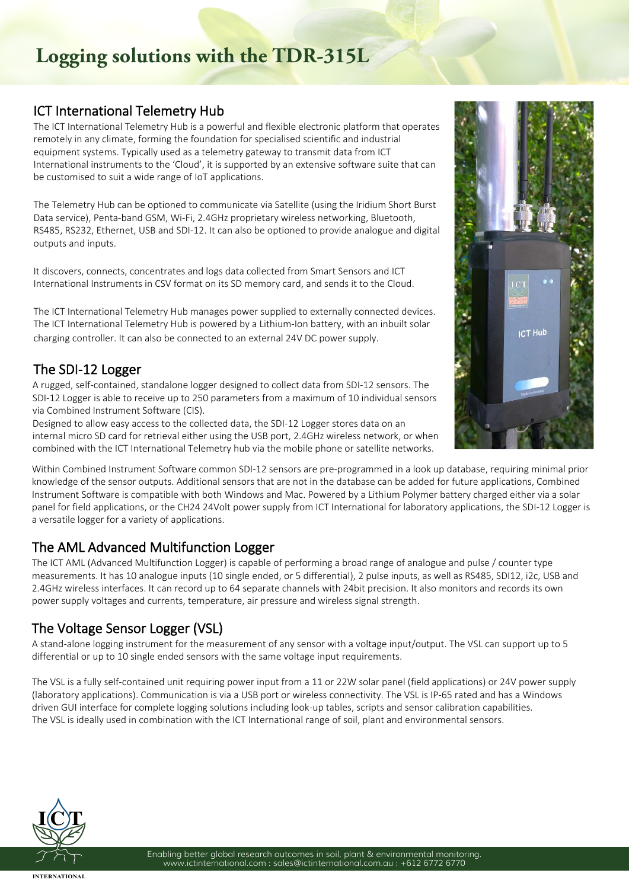# Logging solutions with the TDR-315L

## ICT International Telemetry Hub

The ICT International Telemetry Hub is a powerful and flexible electronic platform that operates remotely in any climate, forming the foundation for specialised scientific and industrial equipment systems. Typically used as a telemetry gateway to transmit data from ICT International instruments to the 'Cloud', it is supported by an extensive software suite that can be customised to suit a wide range of IoT applications.

The Telemetry Hub can be optioned to communicate via Satellite (using the Iridium Short Burst Data service), Penta-band GSM, Wi-Fi, 2.4GHz proprietary wireless networking, Bluetooth, RS485, RS232, Ethernet, USB and SDI-12. It can also be optioned to provide analogue and digital outputs and inputs.

It discovers, connects, concentrates and logs data collected from Smart Sensors and ICT International Instruments in CSV format on its SD memory card, and sends it to the Cloud.

The ICT International Telemetry Hub manages power supplied to externally connected devices. The ICT International Telemetry Hub is powered by a Lithium-Ion battery, with an inbuilt solar charging controller. It can also be connected to an external 24V DC power supply.

## The SDI-12 Logger

A rugged, self-contained, standalone logger designed to collect data from SDI-12 sensors. The SDI-12 Logger is able to receive up to 250 parameters from a maximum of 10 individual sensors via Combined Instrument Software (CIS).

Designed to allow easy access to the collected data, the SDI-12 Logger stores data on an internal micro SD card for retrieval either using the USB port, 2.4GHz wireless network, or when combined with the ICT International Telemetry hub via the mobile phone or satellite networks.

Within Combined Instrument Software common SDI-12 sensors are pre-programmed in a look up database, requiring minimal prior knowledge of the sensor outputs. Additional sensors that are not in the database can be added for future applications, Combined Instrument Software is compatible with both Windows and Mac. Powered by a Lithium Polymer battery charged either via a solar panel for field applications, or the CH24 24Volt power supply from ICT International for laboratory applications, the SDI-12 Logger is a versatile logger for a variety of applications.

## The AML Advanced Multifunction Logger

The ICT AML (Advanced Multifunction Logger) is capable of performing a broad range of analogue and pulse / counter type measurements. It has 10 analogue inputs (10 single ended, or 5 differential), 2 pulse inputs, as well as RS485, SDI12, i2c, USB and 2.4GHz wireless interfaces. It can record up to 64 separate channels with 24bit precision. It also monitors and records its own power supply voltages and currents, temperature, air pressure and wireless signal strength.

## The Voltage Sensor Logger (VSL)

A stand-alone logging instrument for the measurement of any sensor with a voltage input/output. The VSL can support up to 5 differential or up to 10 single ended sensors with the same voltage input requirements.

The VSL is a fully self-contained unit requiring power input from a 11 or 22W solar panel (field applications) or 24V power supply (laboratory applications). Communication is via a USB port or wireless connectivity. The VSL is IP-65 rated and has a Windows driven GUI interface for complete logging solutions including look-up tables, scripts and sensor calibration capabilities.
The VSL is ideally used in combination with the ICT International range of soil, plant and environmental sensors.

Enabling better global research outcomes in soil, plant & environmental monitoring.
www.ictinternational.com : sales@ictinternational.com.au : +612 6772 6770